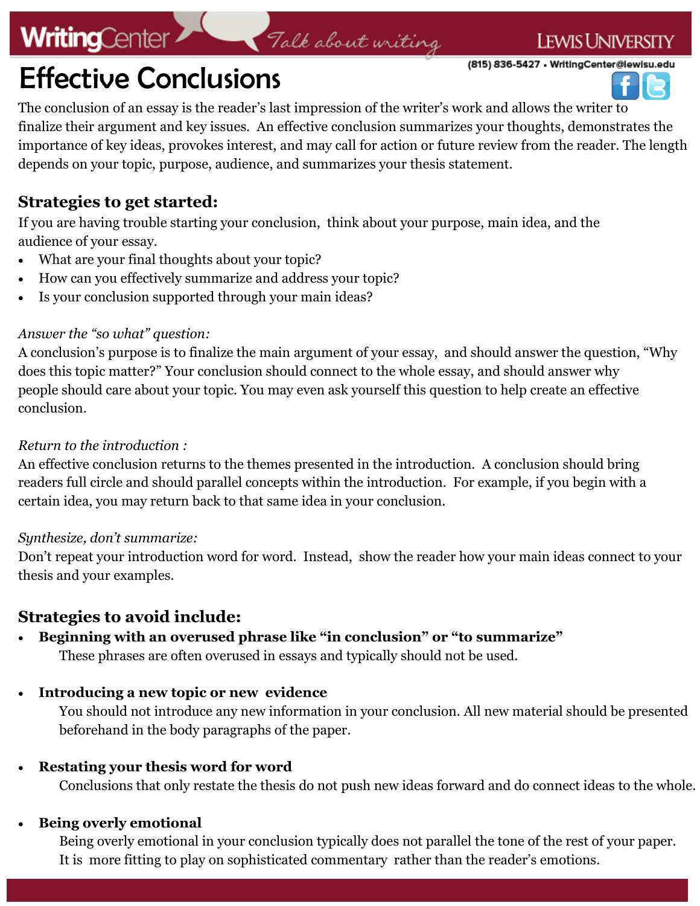# Effective Conclusions

The conclusion of an essay is the reader's last impression of the writer's work and allows the writer to finalize their argument and key issues. An effective conclusion summarizes your thoughts, demonstrates the importance of key ideas, provokes interest, and may call for action or future review from the reader. The length depends on your topic, purpose, audience, and summarizes your thesis statement.

## Strategies to get started:

If you are having trouble starting your conclusion, think about your purpose, main idea, and the audience of your essay.

- What are your final thoughts about your topic?
- How can you effectively summarize and address your topic?
- Is your conclusion supported through your main ideas?

*Answer the "so what" question:*

A conclusion's purpose is to finalize the main argument of your essay, and should answer the question, "Why does this topic matter?" Your conclusion should connect to the whole essay, and should answer why people should care about your topic. You may even ask yourself this question to help create an effective conclusion.

*Return to the introduction :*

An effective conclusion returns to the themes presented in the introduction. A conclusion should bring readers full circle and should parallel concepts within the introduction. For example, if you begin with a certain idea, you may return back to that same idea in your conclusion.

*Synthesize, don't summarize:*

Don't repeat your introduction word for word. Instead, show the reader how your main ideas connect to your thesis and your examples.

## Strategies to avoid include:

- **Beginning with an overused phrase like "in conclusion" or "to summarize"**
  These phrases are often overused in essays and typically should not be used.

- **Introducing a new topic or new evidence**
  You should not introduce any new information in your conclusion. All new material should be presented beforehand in the body paragraphs of the paper.

- **Restating your thesis word for word**
  Conclusions that only restate the thesis do not push new ideas forward and do connect ideas to the whole.

- **Being overly emotional**
  Being overly emotional in your conclusion typically does not parallel the tone of the rest of your paper. It is more fitting to play on sophisticated commentary rather than the reader's emotions.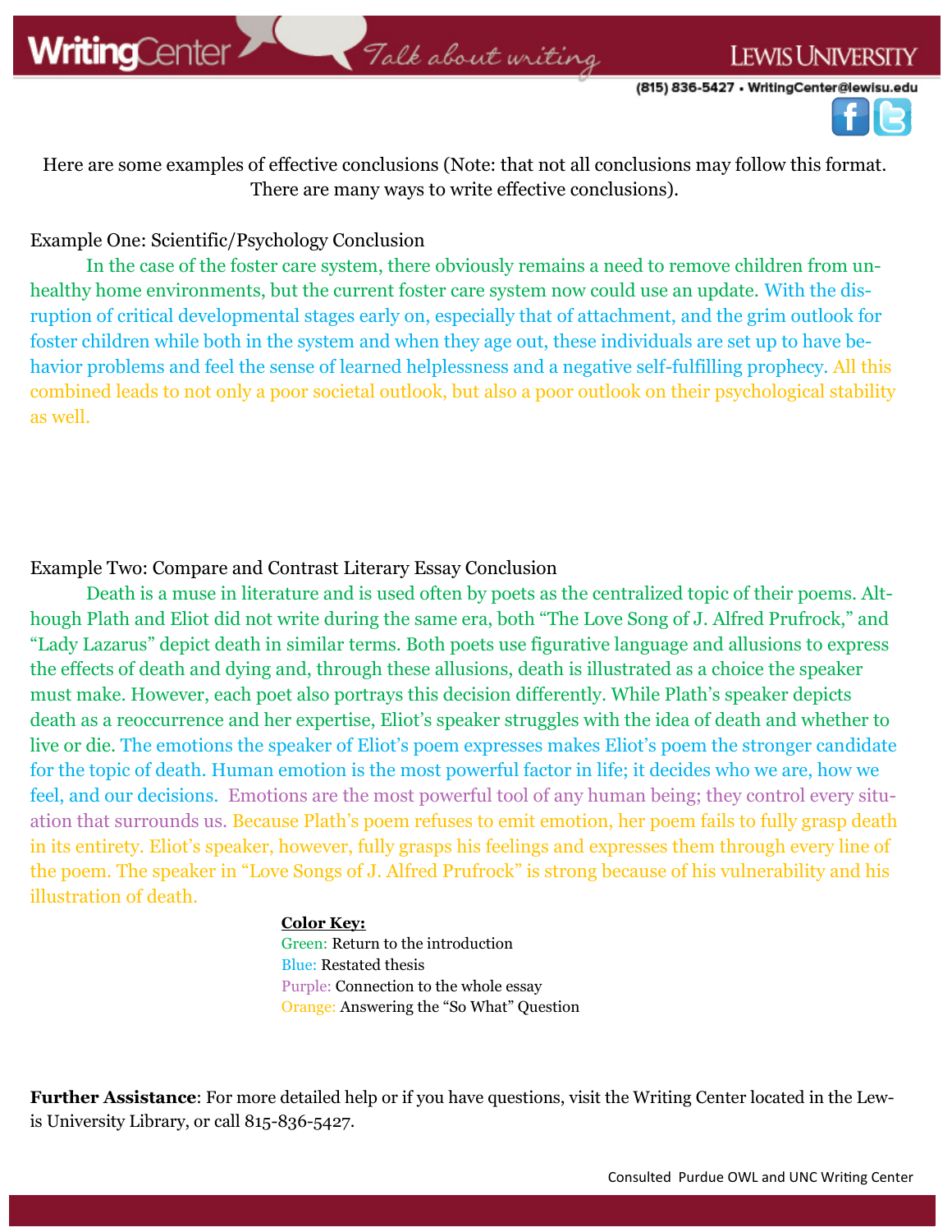Here are some examples of effective conclusions (Note: that not all conclusions may follow this format. There are many ways to write effective conclusions).

Example One: Scientific/Psychology Conclusion

In the case of the foster care system, there obviously remains a need to remove children from unhealthy home environments, but the current foster care system now could use an update. With the disruption of critical developmental stages early on, especially that of attachment, and the grim outlook for foster children while both in the system and when they age out, these individuals are set up to have behavior problems and feel the sense of learned helplessness and a negative self-fulfilling prophecy. All this combined leads to not only a poor societal outlook, but also a poor outlook on their psychological stability as well.

Example Two: Compare and Contrast Literary Essay Conclusion

Death is a muse in literature and is used often by poets as the centralized topic of their poems. Although Plath and Eliot did not write during the same era, both "The Love Song of J. Alfred Prufrock," and "Lady Lazarus" depict death in similar terms. Both poets use figurative language and allusions to express the effects of death and dying and, through these allusions, death is illustrated as a choice the speaker must make. However, each poet also portrays this decision differently. While Plath's speaker depicts death as a reoccurrence and her expertise, Eliot's speaker struggles with the idea of death and whether to live or die. The emotions the speaker of Eliot's poem expresses makes Eliot's poem the stronger candidate for the topic of death. Human emotion is the most powerful factor in life; it decides who we are, how we feel, and our decisions. Emotions are the most powerful tool of any human being; they control every situation that surrounds us. Because Plath's poem refuses to emit emotion, her poem fails to fully grasp death in its entirety. Eliot's speaker, however, fully grasps his feelings and expresses them through every line of the poem. The speaker in "Love Songs of J. Alfred Prufrock" is strong because of his vulnerability and his illustration of death.

**Color Key:**

Green: Return to the introduction
Blue: Restated thesis
Purple: Connection to the whole essay
Orange: Answering the "So What" Question

**Further Assistance**: For more detailed help or if you have questions, visit the Writing Center located in the Lewis University Library, or call 815-836-5427.

Consulted Purdue OWL and UNC Writing Center